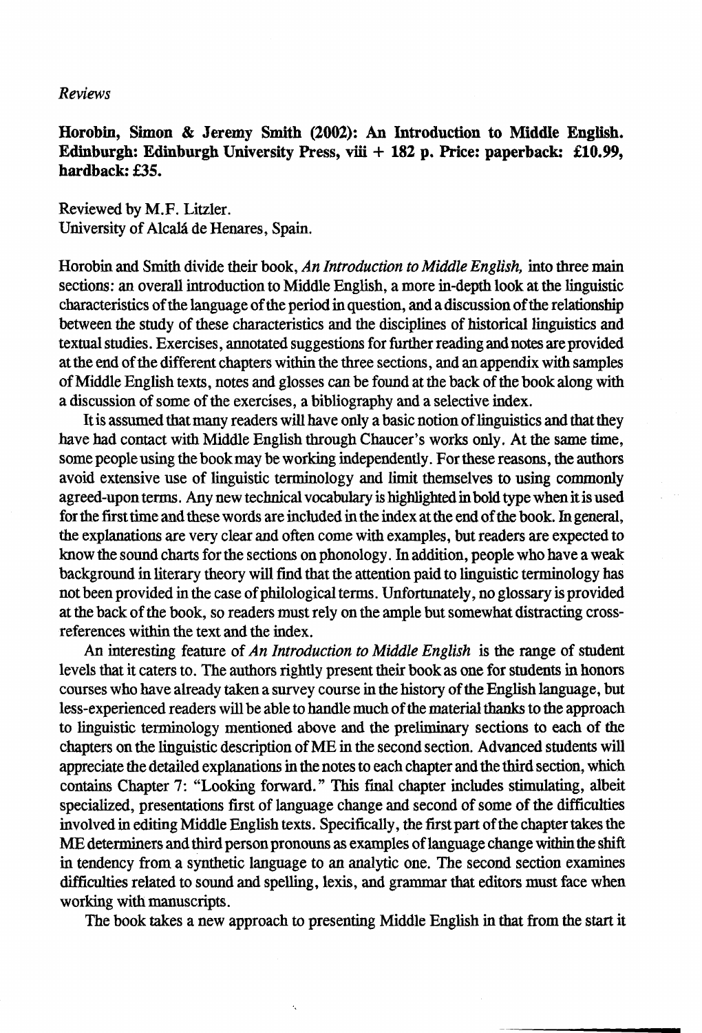*Reviews*

**Horobin, Simon & Jeremy Smith (2002): An Introduction to Middle English. Edinburgh: Edinburgh University Press, viii + 182 p. Price: paperback: £10.99, hardback: £35.**

Reviewed by M.F. Litzler.
University of Alcalá de Henares, Spain.

Horobin and Smith divide their book, *An Introduction to Middle English,* into three main sections: an overall introduction to Middle English, a more in-depth look at the linguistic characteristics of the language of the period in question, and a discussion of the relationship between the study of these characteristics and the disciplines of historical linguistics and textual studies. Exercises, annotated suggestions for further reading and notes are provided at the end of the different chapters within the three sections, and an appendix with samples of Middle English texts, notes and glosses can be found at the back of the book along with a discussion of some of the exercises, a bibliography and a selective index.

It is assumed that many readers will have only a basic notion of linguistics and that they have had contact with Middle English through Chaucer's works only. At the same time, some people using the book may be working independently. For these reasons, the authors avoid extensive use of linguistic terminology and limit themselves to using commonly agreed-upon terms. Any new technical vocabulary is highlighted in bold type when it is used for the first time and these words are included in the index at the end of the book. In general, the explanations are very clear and often come with examples, but readers are expected to know the sound charts for the sections on phonology. In addition, people who have a weak background in literary theory will find that the attention paid to linguistic terminology has not been provided in the case of philological terms. Unfortunately, no glossary is provided at the back of the book, so readers must rely on the ample but somewhat distracting cross-references within the text and the index.

An interesting feature of *An Introduction to Middle English* is the range of student levels that it caters to. The authors rightly present their book as one for students in honors courses who have already taken a survey course in the history of the English language, but less-experienced readers will be able to handle much of the material thanks to the approach to linguistic terminology mentioned above and the preliminary sections to each of the chapters on the linguistic description of ME in the second section. Advanced students will appreciate the detailed explanations in the notes to each chapter and the third section, which contains Chapter 7: "Looking forward." This final chapter includes stimulating, albeit specialized, presentations first of language change and second of some of the difficulties involved in editing Middle English texts. Specifically, the first part of the chapter takes the ME determiners and third person pronouns as examples of language change within the shift in tendency from a synthetic language to an analytic one. The second section examines difficulties related to sound and spelling, lexis, and grammar that editors must face when working with manuscripts.

The book takes a new approach to presenting Middle English in that from the start it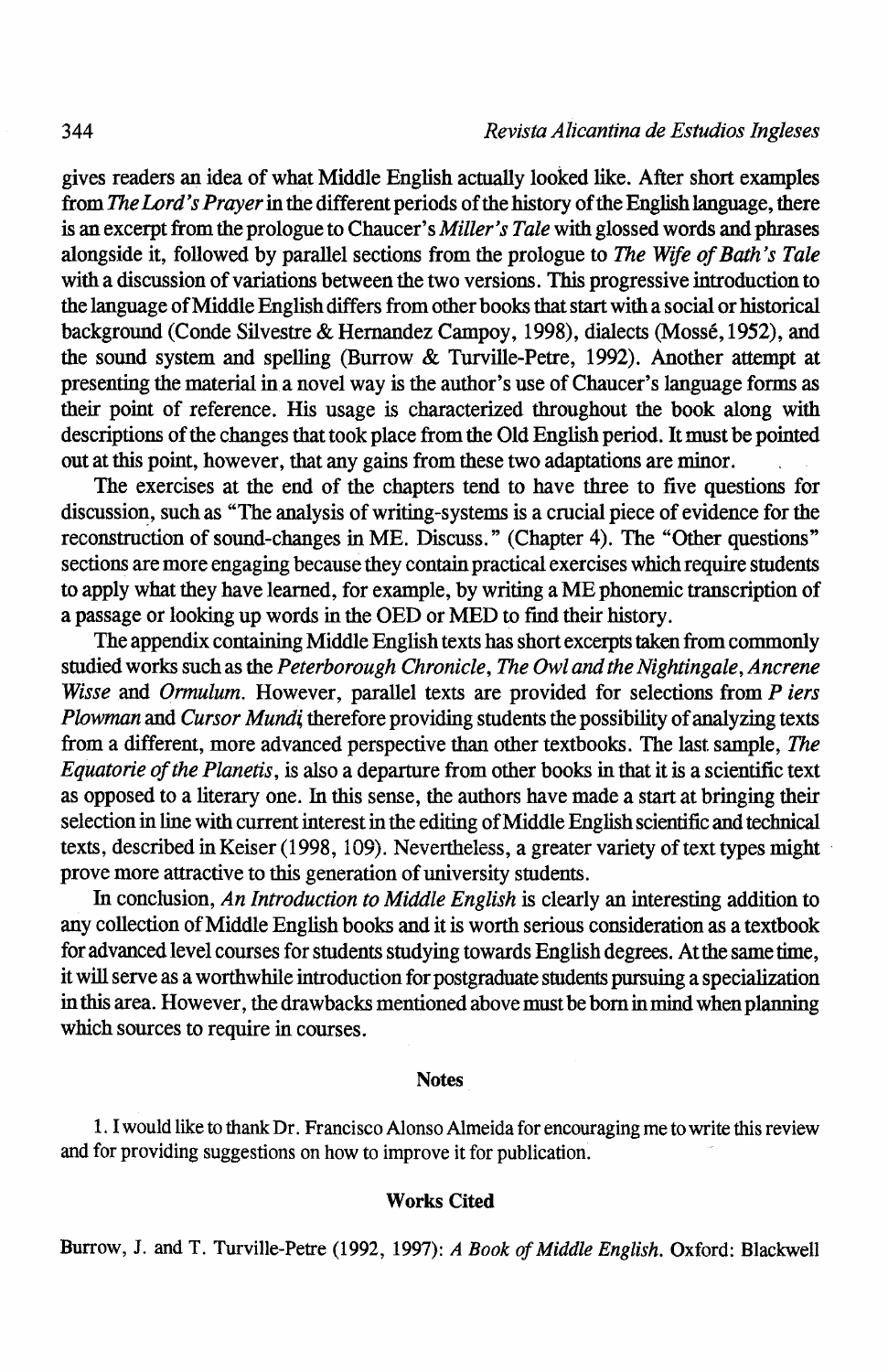gives readers an idea of what Middle English actually looked like. After short examples from *The Lord's Prayer* in the different periods of the history of the English language, there is an excerpt from the prologue to Chaucer's *Miller's Tale* with glossed words and phrases alongside it, followed by parallel sections from the prologue to *The Wife of Bath's Tale* with a discussion of variations between the two versions. This progressive introduction to the language of Middle English differs from other books that start with a social or historical background (Conde Silvestre & Hernandez Campoy, 1998), dialects (Mossé, 1952), and the sound system and spelling (Burrow & Turville-Petre, 1992). Another attempt at presenting the material in a novel way is the author's use of Chaucer's language forms as their point of reference. His usage is characterized throughout the book along with descriptions of the changes that took place from the Old English period. It must be pointed out at this point, however, that any gains from these two adaptations are minor.

The exercises at the end of the chapters tend to have three to five questions for discussion, such as "The analysis of writing-systems is a crucial piece of evidence for the reconstruction of sound-changes in ME. Discuss." (Chapter 4). The "Other questions" sections are more engaging because they contain practical exercises which require students to apply what they have learned, for example, by writing a ME phonemic transcription of a passage or looking up words in the OED or MED to find their history.

The appendix containing Middle English texts has short excerpts taken from commonly studied works such as the *Peterborough Chronicle*, *The Owl and the Nightingale*, *Ancrene Wisse* and *Ormulum*. However, parallel texts are provided for selections from *P iers Plowman* and *Cursor Mundi*, therefore providing students the possibility of analyzing texts from a different, more advanced perspective than other textbooks. The last sample, *The Equatorie of the Planetis*, is also a departure from other books in that it is a scientific text as opposed to a literary one. In this sense, the authors have made a start at bringing their selection in line with current interest in the editing of Middle English scientific and technical texts, described in Keiser (1998, 109). Nevertheless, a greater variety of text types might prove more attractive to this generation of university students.

In conclusion, *An Introduction to Middle English* is clearly an interesting addition to any collection of Middle English books and it is worth serious consideration as a textbook for advanced level courses for students studying towards English degrees. At the same time, it will serve as a worthwhile introduction for postgraduate students pursuing a specialization in this area. However, the drawbacks mentioned above must be born in mind when planning which sources to require in courses.

## Notes

1. I would like to thank Dr. Francisco Alonso Almeida for encouraging me to write this review and for providing suggestions on how to improve it for publication.

## Works Cited

Burrow, J. and T. Turville-Petre (1992, 1997): *A Book of Middle English*. Oxford: Blackwell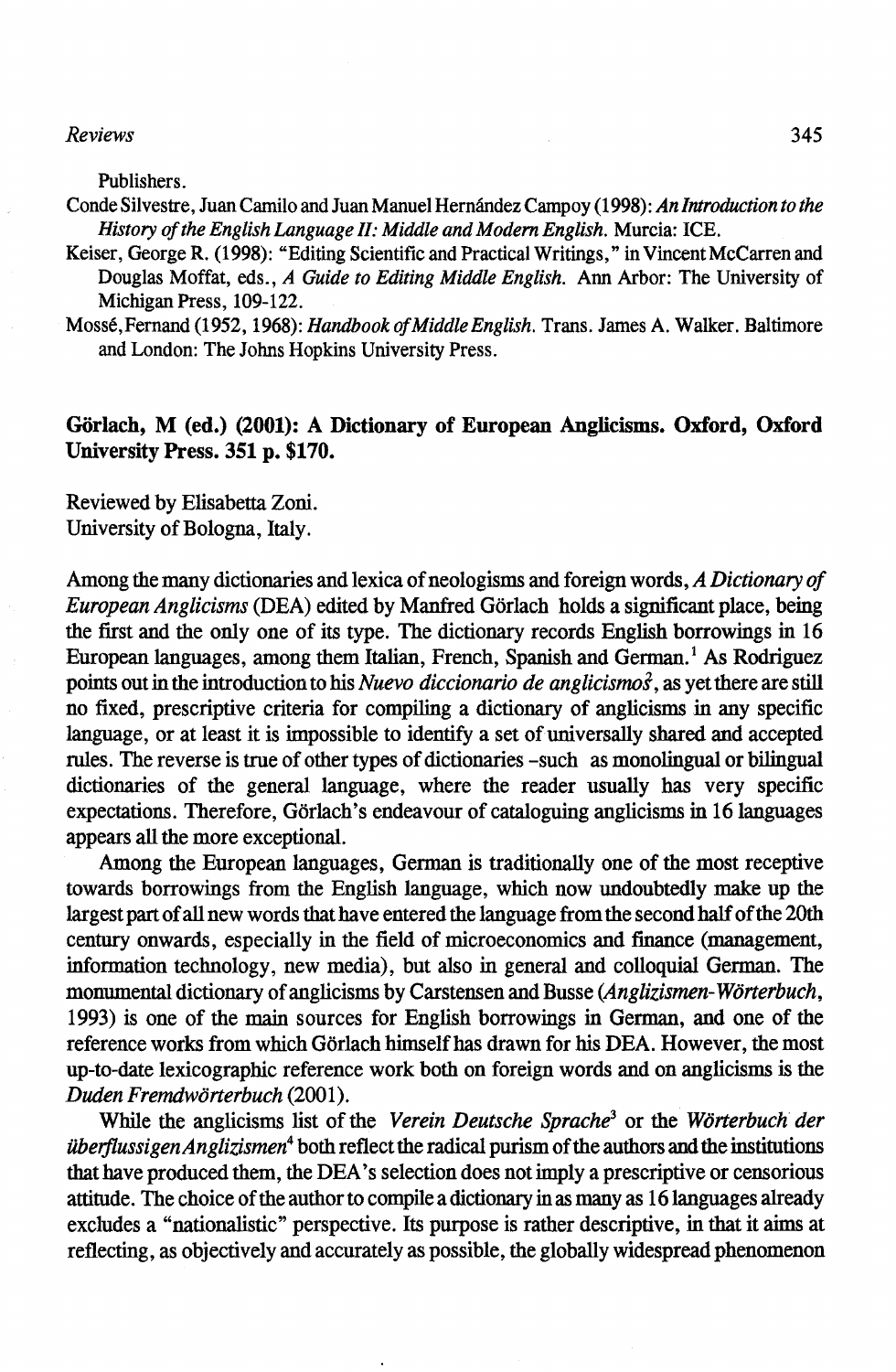Publishers.

Conde Silvestre, Juan Camilo and Juan Manuel Hernández Campoy (1998): *An Introduction to the History of the English Language II: Middle and Modern English.* Murcia: ICE.

Keiser, George R. (1998): "Editing Scientific and Practical Writings," in Vincent McCarren and Douglas Moffat, eds., *A Guide to Editing Middle English.* Ann Arbor: The University of Michigan Press, 109-122.

Mossé, Fernand (1952, 1968): *Handbook of Middle English.* Trans. James A. Walker. Baltimore and London: The Johns Hopkins University Press.

## Görlach, M (ed.) (2001): A Dictionary of European Anglicisms. Oxford, Oxford University Press. 351 p. $170.

Reviewed by Elisabetta Zoni.
University of Bologna, Italy.

Among the many dictionaries and lexica of neologisms and foreign words, *A Dictionary of European Anglicisms* (DEA) edited by Manfred Görlach holds a significant place, being the first and the only one of its type. The dictionary records English borrowings in 16 European languages, among them Italian, French, Spanish and German.[1] As Rodriguez points out in the introduction to his *Nuevo diccionario de anglicismos*[2], as yet there are still no fixed, prescriptive criteria for compiling a dictionary of anglicisms in any specific language, or at least it is impossible to identify a set of universally shared and accepted rules. The reverse is true of other types of dictionaries -such as monolingual or bilingual dictionaries of the general language, where the reader usually has very specific expectations. Therefore, Görlach's endeavour of cataloguing anglicisms in 16 languages appears all the more exceptional.

Among the European languages, German is traditionally one of the most receptive towards borrowings from the English language, which now undoubtedly make up the largest part of all new words that have entered the language from the second half of the 20th century onwards, especially in the field of microeconomics and finance (management, information technology, new media), but also in general and colloquial German. The monumental dictionary of anglicisms by Carstensen and Busse (*Anglizismen-Wörterbuch*, 1993) is one of the main sources for English borrowings in German, and one of the reference works from which Görlach himself has drawn for his DEA. However, the most up-to-date lexicographic reference work both on foreign words and on anglicisms is the *Duden Fremdwörterbuch* (2001).

While the anglicisms list of the *Verein Deutsche Sprache*[3] or the *Wörterbuch der überflussigen Anglizismen*[4] both reflect the radical purism of the authors and the institutions that have produced them, the DEA's selection does not imply a prescriptive or censorious attitude. The choice of the author to compile a dictionary in as many as 16 languages already excludes a "nationalistic" perspective. Its purpose is rather descriptive, in that it aims at reflecting, as objectively and accurately as possible, the globally widespread phenomenon